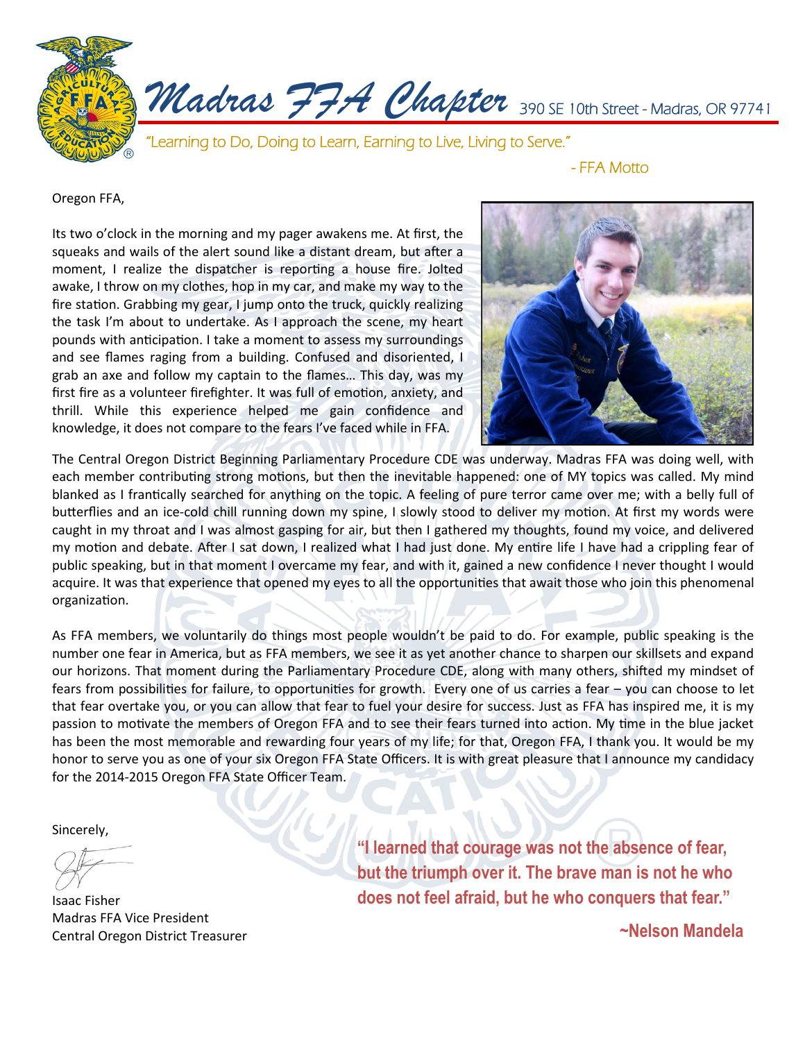# *Madras FFA Chapter*

390 SE 10th Street - Madras, OR 97741

*"Learning to Do, Doing to Learn, Earning to Live, Living to Serve."*

*- FFA Motto*

Oregon FFA,

Its two o'clock in the morning and my pager awakens me. At first, the squeaks and wails of the alert sound like a distant dream, but after a moment, I realize the dispatcher is reporting a house fire. Jolted awake, I throw on my clothes, hop in my car, and make my way to the fire station. Grabbing my gear, I jump onto the truck, quickly realizing the task I'm about to undertake. As I approach the scene, my heart pounds with anticipation. I take a moment to assess my surroundings and see flames raging from a building. Confused and disoriented, I grab an axe and follow my captain to the flames… This day, was my first fire as a volunteer firefighter. It was full of emotion, anxiety, and thrill. While this experience helped me gain confidence and knowledge, it does not compare to the fears I've faced while in FFA.

The Central Oregon District Beginning Parliamentary Procedure CDE was underway. Madras FFA was doing well, with each member contributing strong motions, but then the inevitable happened: one of MY topics was called. My mind blanked as I frantically searched for anything on the topic. A feeling of pure terror came over me; with a belly full of butterflies and an ice-cold chill running down my spine, I slowly stood to deliver my motion. At first my words were caught in my throat and I was almost gasping for air, but then I gathered my thoughts, found my voice, and delivered my motion and debate. After I sat down, I realized what I had just done. My entire life I have had a crippling fear of public speaking, but in that moment I overcame my fear, and with it, gained a new confidence I never thought I would acquire. It was that experience that opened my eyes to all the opportunities that await those who join this phenomenal organization.

As FFA members, we voluntarily do things most people wouldn't be paid to do. For example, public speaking is the number one fear in America, but as FFA members, we see it as yet another chance to sharpen our skillsets and expand our horizons. That moment during the Parliamentary Procedure CDE, along with many others, shifted my mindset of fears from possibilities for failure, to opportunities for growth. Every one of us carries a fear – you can choose to let that fear overtake you, or you can allow that fear to fuel your desire for success. Just as FFA has inspired me, it is my passion to motivate the members of Oregon FFA and to see their fears turned into action. My time in the blue jacket has been the most memorable and rewarding four years of my life; for that, Oregon FFA, I thank you. It would be my honor to serve you as one of your six Oregon FFA State Officers. It is with great pleasure that I announce my candidacy for the 2014-2015 Oregon FFA State Officer Team.

Sincerely,

Isaac Fisher
Madras FFA Vice President
Central Oregon District Treasurer

**"I learned that courage was not the absence of fear, but the triumph over it. The brave man is not he who does not feel afraid, but he who conquers that fear."**

**~Nelson Mandela**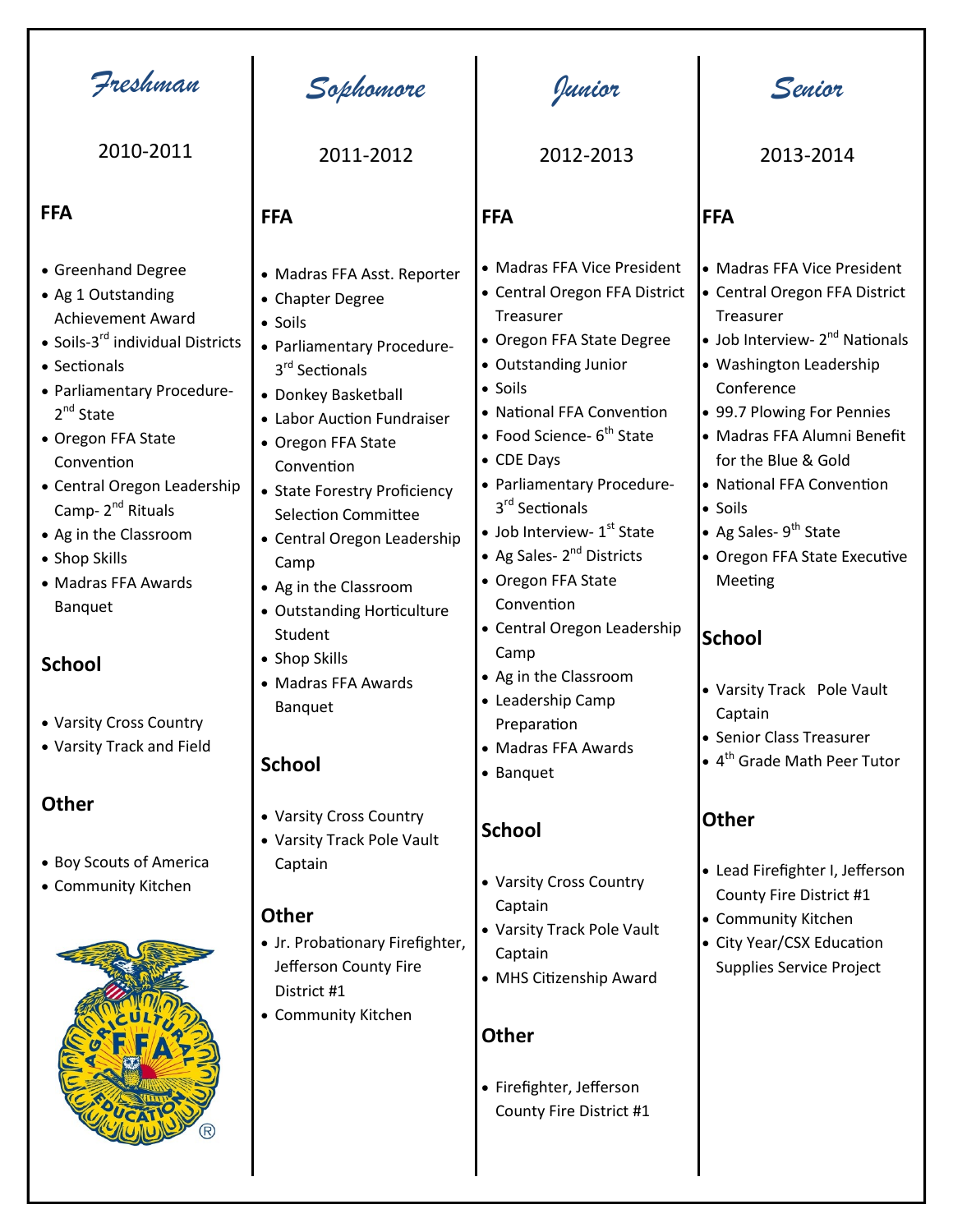## Freshman

2010-2011

### FFA

- Greenhand Degree
- Ag 1 Outstanding Achievement Award
- Soils-3rd individual Districts
- Sectionals
- Parliamentary Procedure-2nd State
- Oregon FFA State Convention
- Central Oregon Leadership Camp- 2nd Rituals
- Ag in the Classroom
- Shop Skills
- Madras FFA Awards Banquet

### School

- Varsity Cross Country
- Varsity Track and Field

### Other

- Boy Scouts of America
- Community Kitchen

## Sophomore

2011-2012

### FFA

- Madras FFA Asst. Reporter
- Chapter Degree
- Soils
- Parliamentary Procedure-3rd Sectionals
- Donkey Basketball
- Labor Auction Fundraiser
- Oregon FFA State Convention
- State Forestry Proficiency Selection Committee
- Central Oregon Leadership Camp
- Ag in the Classroom
- Outstanding Horticulture Student
- Shop Skills
- Madras FFA Awards Banquet

### School

- Varsity Cross Country
- Varsity Track Pole Vault Captain

### Other

- Jr. Probationary Firefighter, Jefferson County Fire District #1
- Community Kitchen

## Junior

2012-2013

### FFA

- Madras FFA Vice President
- Central Oregon FFA District Treasurer
- Oregon FFA State Degree
- Outstanding Junior
- Soils
- National FFA Convention
- Food Science- 6th State
- CDE Days
- Parliamentary Procedure-3rd Sectionals
- Job Interview- 1st State
- Ag Sales- 2nd Districts
- Oregon FFA State Convention
- Central Oregon Leadership Camp
- Ag in the Classroom
- Leadership Camp Preparation
- Madras FFA Awards
- Banquet

### School

- Varsity Cross Country Captain
- Varsity Track Pole Vault Captain
- MHS Citizenship Award

### Other

- Firefighter, Jefferson County Fire District #1

## Senior

2013-2014

### FFA

- Madras FFA Vice President
- Central Oregon FFA District Treasurer
- Job Interview- 2nd Nationals
- Washington Leadership Conference
- 99.7 Plowing For Pennies
- Madras FFA Alumni Benefit for the Blue & Gold
- National FFA Convention
- Soils
- Ag Sales- 9th State
- Oregon FFA State Executive Meeting

### School

- Varsity Track Pole Vault Captain
- Senior Class Treasurer
- 4th Grade Math Peer Tutor

### Other

- Lead Firefighter I, Jefferson County Fire District #1
- Community Kitchen
- City Year/CSX Education Supplies Service Project